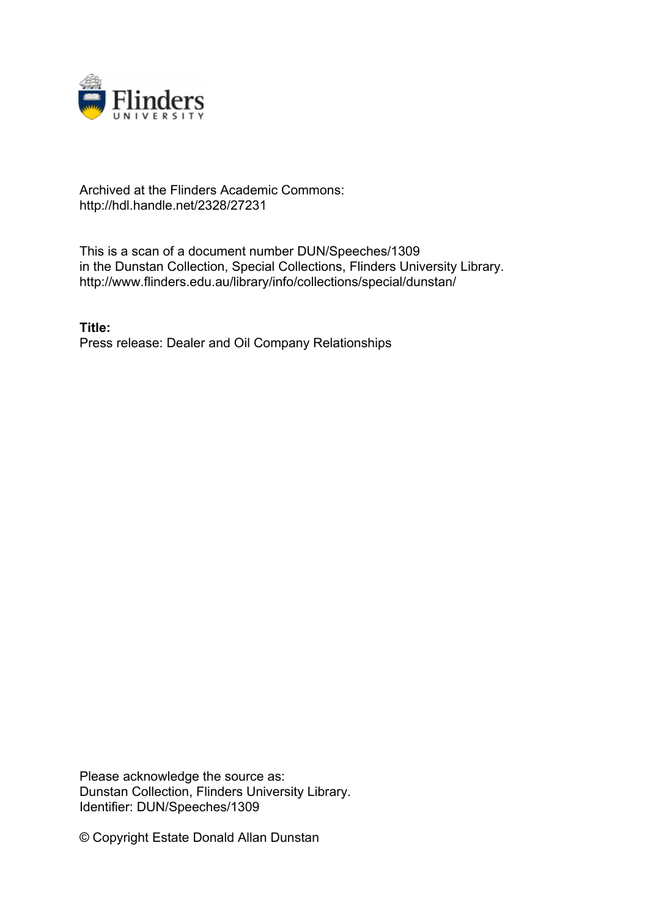Archived at the Flinders Academic Commons:
http://hdl.handle.net/2328/27231

This is a scan of a document number DUN/Speeches/1309
in the Dunstan Collection, Special Collections, Flinders University Library.
http://www.flinders.edu.au/library/info/collections/special/dunstan/

**Title:**
Press release: Dealer and Oil Company Relationships

Please acknowledge the source as:
Dunstan Collection, Flinders University Library.
Identifier: DUN/Speeches/1309

© Copyright Estate Donald Allan Dunstan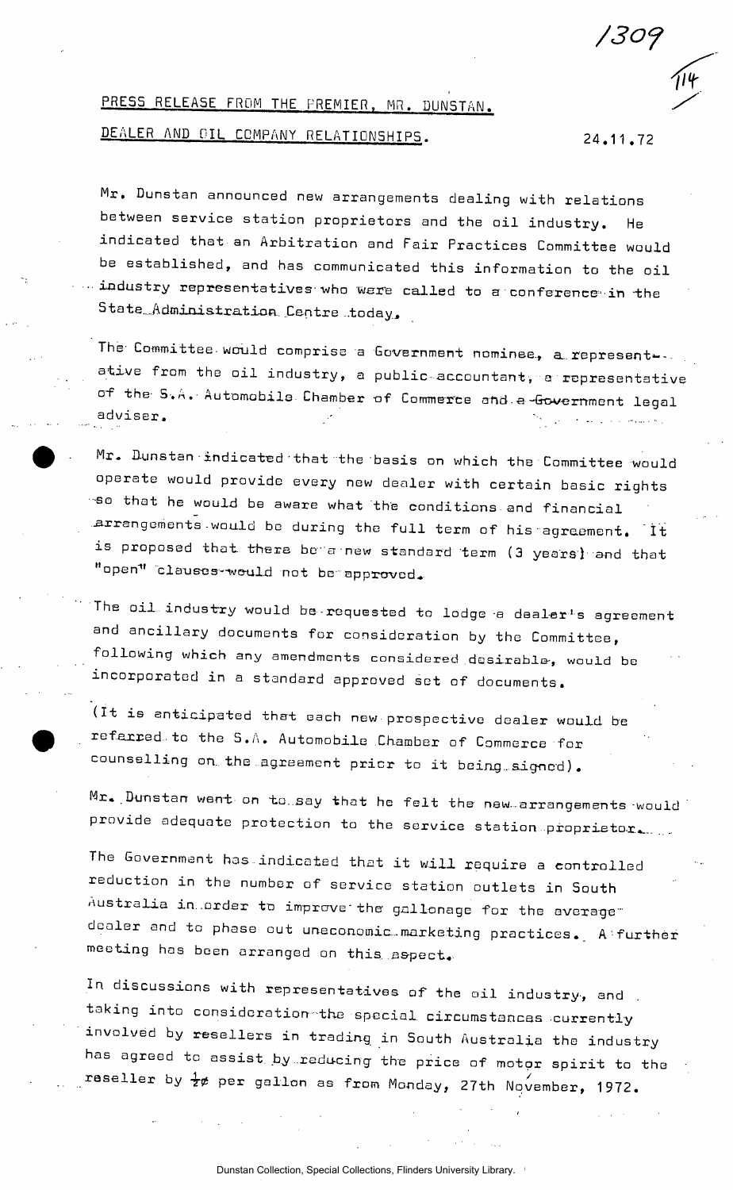## PRESS RELEASE FROM THE PREMIER, MR. DUNSTAN.

## DEALER AND OIL COMPANY RELATIONSHIPS.

24.11.72

Mr. Dunstan announced new arrangements dealing with relations between service station proprietors and the oil industry. He indicated that an Arbitration and Fair Practices Committee would be established, and has communicated this information to the oil industry representatives who were called to a conference in the State Administration Centre today.

The Committee would comprise a Government nominee, a representative from the oil industry, a public accountant, a representative of the S.A. Automobile Chamber of Commerce and a Government legal adviser.

Mr. Dunstan indicated that the basis on which the Committee would operate would provide every new dealer with certain basic rights so that he would be aware what the conditions and financial arrangements would be during the full term of his agreement. It is proposed that there be a new standard term (3 years) and that "open" clauses would not be approved.

The oil industry would be requested to lodge a dealer's agreement and ancillary documents for consideration by the Committee, following which any amendments considered desirable, would be incorporated in a standard approved set of documents.

(It is anticipated that each new prospective dealer would be referred to the S.A. Automobile Chamber of Commerce for counselling on the agreement prior to it being signed).

Mr. Dunstan went on to say that he felt the new arrangements would provide adequate protection to the service station proprietor.

The Government has indicated that it will require a controlled reduction in the number of service station outlets in South Australia in order to improve the gallonage for the average dealer and to phase out uneconomic marketing practices. A further meeting has been arranged on this aspect.

In discussions with representatives of the oil industry, and taking into consideration the special circumstances currently involved by resellers in trading in South Australia the industry has agreed to assist by reducing the price of motor spirit to the reseller by ½¢ per gallon as from Monday, 27th November, 1972.